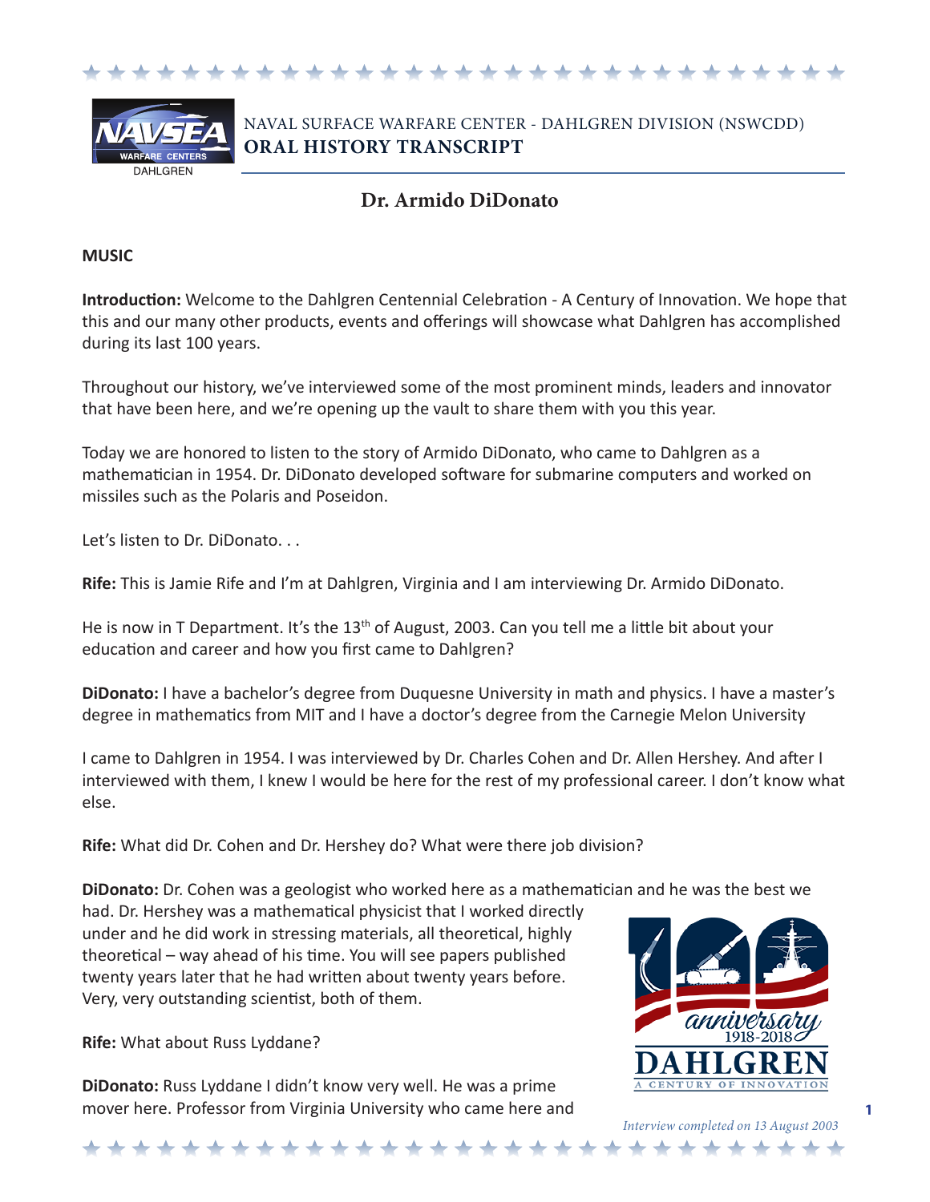NAVAL SURFACE WARFARE CENTER - DAHLGREN DIVISION (NSWCDD)
**ORAL HISTORY TRANSCRIPT**

# Dr. Armido DiDonato

**MUSIC**

**Introduction:** Welcome to the Dahlgren Centennial Celebration - A Century of Innovation. We hope that this and our many other products, events and offerings will showcase what Dahlgren has accomplished during its last 100 years.

Throughout our history, we've interviewed some of the most prominent minds, leaders and innovator that have been here, and we're opening up the vault to share them with you this year.

Today we are honored to listen to the story of Armido DiDonato, who came to Dahlgren as a mathematician in 1954. Dr. DiDonato developed software for submarine computers and worked on missiles such as the Polaris and Poseidon.

Let's listen to Dr. DiDonato. . .

**Rife:** This is Jamie Rife and I'm at Dahlgren, Virginia and I am interviewing Dr. Armido DiDonato.

He is now in T Department. It's the 13th of August, 2003. Can you tell me a little bit about your education and career and how you first came to Dahlgren?

**DiDonato:** I have a bachelor's degree from Duquesne University in math and physics. I have a master's degree in mathematics from MIT and I have a doctor's degree from the Carnegie Melon University

I came to Dahlgren in 1954. I was interviewed by Dr. Charles Cohen and Dr. Allen Hershey. And after I interviewed with them, I knew I would be here for the rest of my professional career. I don't know what else.

**Rife:** What did Dr. Cohen and Dr. Hershey do? What were there job division?

**DiDonato:** Dr. Cohen was a geologist who worked here as a mathematician and he was the best we had. Dr. Hershey was a mathematical physicist that I worked directly under and he did work in stressing materials, all theoretical, highly theoretical – way ahead of his time. You will see papers published twenty years later that he had written about twenty years before. Very, very outstanding scientist, both of them.

**Rife:** What about Russ Lyddane?

**DiDonato:** Russ Lyddane I didn't know very well. He was a prime mover here. Professor from Virginia University who came here and

*Interview completed on 13 August 2003*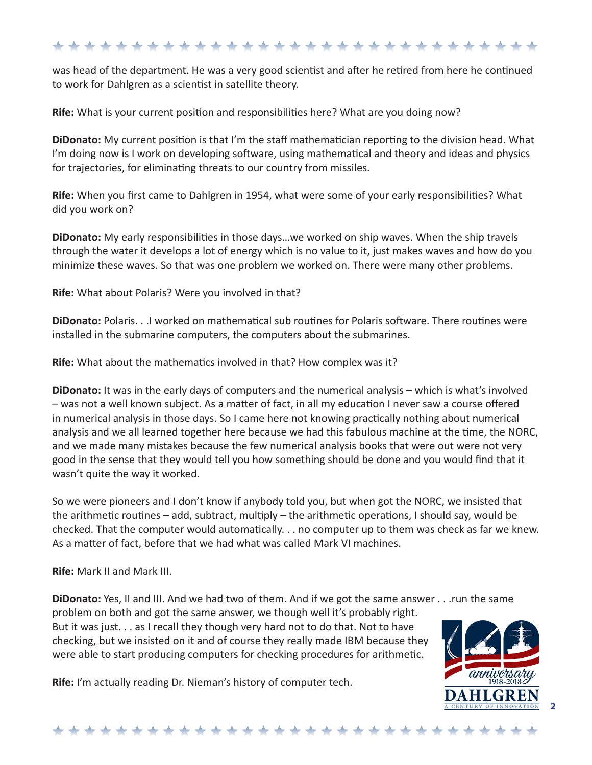was head of the department. He was a very good scientist and after he retired from here he continued to work for Dahlgren as a scientist in satellite theory.

**Rife:** What is your current position and responsibilities here? What are you doing now?

**DiDonato:** My current position is that I'm the staff mathematician reporting to the division head. What I'm doing now is I work on developing software, using mathematical and theory and ideas and physics for trajectories, for eliminating threats to our country from missiles.

**Rife:** When you first came to Dahlgren in 1954, what were some of your early responsibilities? What did you work on?

**DiDonato:** My early responsibilities in those days…we worked on ship waves. When the ship travels through the water it develops a lot of energy which is no value to it, just makes waves and how do you minimize these waves. So that was one problem we worked on. There were many other problems.

**Rife:** What about Polaris? Were you involved in that?

**DiDonato:** Polaris. . .I worked on mathematical sub routines for Polaris software. There routines were installed in the submarine computers, the computers about the submarines.

**Rife:** What about the mathematics involved in that? How complex was it?

**DiDonato:** It was in the early days of computers and the numerical analysis – which is what's involved – was not a well known subject. As a matter of fact, in all my education I never saw a course offered in numerical analysis in those days. So I came here not knowing practically nothing about numerical analysis and we all learned together here because we had this fabulous machine at the time, the NORC, and we made many mistakes because the few numerical analysis books that were out were not very good in the sense that they would tell you how something should be done and you would find that it wasn't quite the way it worked.

So we were pioneers and I don't know if anybody told you, but when got the NORC, we insisted that the arithmetic routines – add, subtract, multiply – the arithmetic operations, I should say, would be checked. That the computer would automatically. . . no computer up to them was check as far we knew. As a matter of fact, before that we had what was called Mark VI machines.

**Rife:** Mark II and Mark III.

**DiDonato:** Yes, II and III. And we had two of them. And if we got the same answer . . .run the same problem on both and got the same answer, we though well it's probably right. But it was just. . . as I recall they though very hard not to do that. Not to have checking, but we insisted on it and of course they really made IBM because they were able to start producing computers for checking procedures for arithmetic.

**Rife:** I'm actually reading Dr. Nieman's history of computer tech.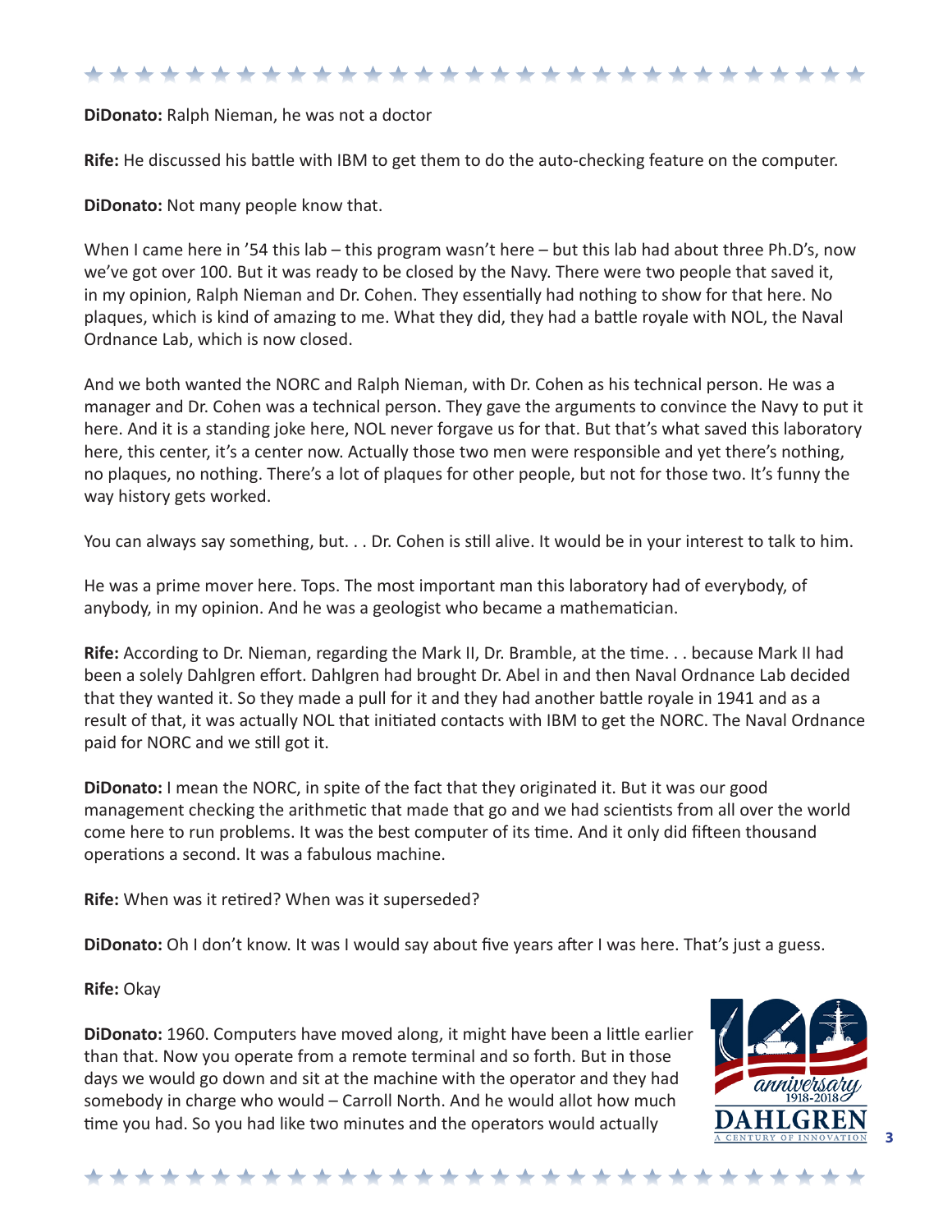**DiDonato:** Ralph Nieman, he was not a doctor

**Rife:** He discussed his battle with IBM to get them to do the auto-checking feature on the computer.

**DiDonato:** Not many people know that.

When I came here in '54 this lab – this program wasn't here – but this lab had about three Ph.D's, now we've got over 100. But it was ready to be closed by the Navy. There were two people that saved it, in my opinion, Ralph Nieman and Dr. Cohen. They essentially had nothing to show for that here. No plaques, which is kind of amazing to me. What they did, they had a battle royale with NOL, the Naval Ordnance Lab, which is now closed.

And we both wanted the NORC and Ralph Nieman, with Dr. Cohen as his technical person. He was a manager and Dr. Cohen was a technical person. They gave the arguments to convince the Navy to put it here. And it is a standing joke here, NOL never forgave us for that. But that's what saved this laboratory here, this center, it's a center now. Actually those two men were responsible and yet there's nothing, no plaques, no nothing. There's a lot of plaques for other people, but not for those two. It's funny the way history gets worked.

You can always say something, but. . . Dr. Cohen is still alive. It would be in your interest to talk to him.

He was a prime mover here. Tops. The most important man this laboratory had of everybody, of anybody, in my opinion. And he was a geologist who became a mathematician.

**Rife:** According to Dr. Nieman, regarding the Mark II, Dr. Bramble, at the time. . . because Mark II had been a solely Dahlgren effort. Dahlgren had brought Dr. Abel in and then Naval Ordnance Lab decided that they wanted it. So they made a pull for it and they had another battle royale in 1941 and as a result of that, it was actually NOL that initiated contacts with IBM to get the NORC. The Naval Ordnance paid for NORC and we still got it.

**DiDonato:** I mean the NORC, in spite of the fact that they originated it. But it was our good management checking the arithmetic that made that go and we had scientists from all over the world come here to run problems. It was the best computer of its time. And it only did fifteen thousand operations a second. It was a fabulous machine.

**Rife:** When was it retired? When was it superseded?

**DiDonato:** Oh I don't know. It was I would say about five years after I was here. That's just a guess.

**Rife:** Okay

**DiDonato:** 1960. Computers have moved along, it might have been a little earlier than that. Now you operate from a remote terminal and so forth. But in those days we would go down and sit at the machine with the operator and they had somebody in charge who would – Carroll North. And he would allot how much time you had. So you had like two minutes and the operators would actually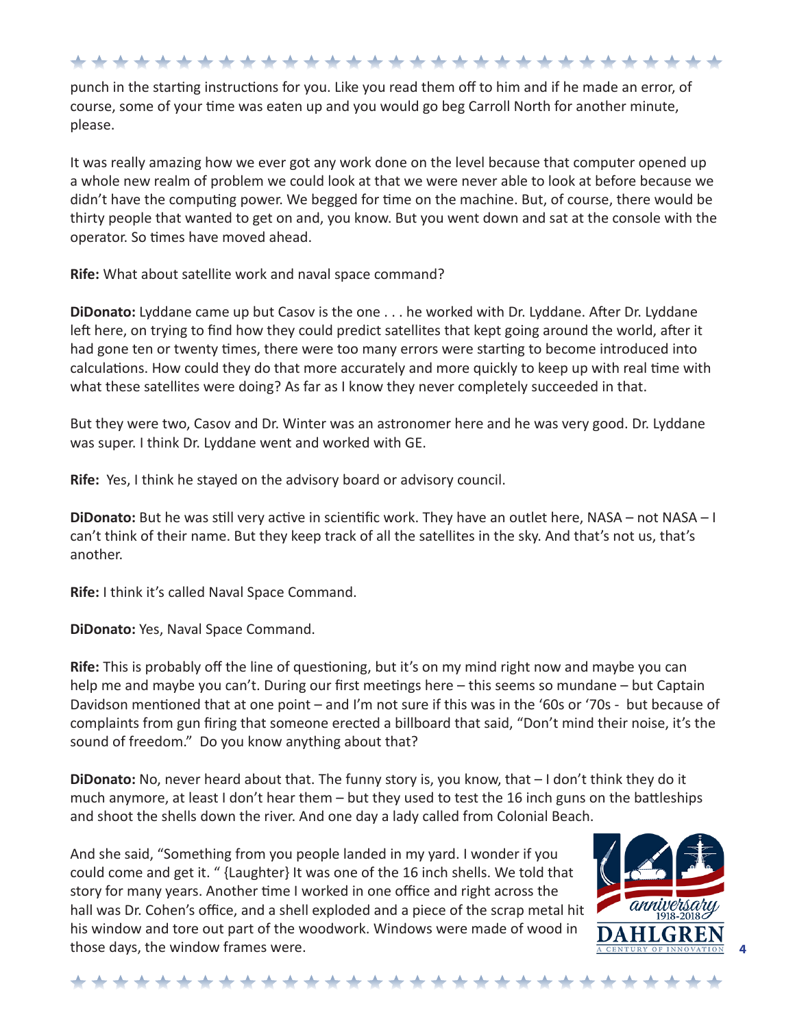punch in the starting instructions for you. Like you read them off to him and if he made an error, of course, some of your time was eaten up and you would go beg Carroll North for another minute, please.

It was really amazing how we ever got any work done on the level because that computer opened up a whole new realm of problem we could look at that we were never able to look at before because we didn't have the computing power. We begged for time on the machine. But, of course, there would be thirty people that wanted to get on and, you know. But you went down and sat at the console with the operator. So times have moved ahead.

**Rife:** What about satellite work and naval space command?

**DiDonato:** Lyddane came up but Casov is the one . . . he worked with Dr. Lyddane. After Dr. Lyddane left here, on trying to find how they could predict satellites that kept going around the world, after it had gone ten or twenty times, there were too many errors were starting to become introduced into calculations. How could they do that more accurately and more quickly to keep up with real time with what these satellites were doing? As far as I know they never completely succeeded in that.

But they were two, Casov and Dr. Winter was an astronomer here and he was very good. Dr. Lyddane was super. I think Dr. Lyddane went and worked with GE.

**Rife:** Yes, I think he stayed on the advisory board or advisory council.

**DiDonato:** But he was still very active in scientific work. They have an outlet here, NASA – not NASA – I can't think of their name. But they keep track of all the satellites in the sky. And that's not us, that's another.

**Rife:** I think it's called Naval Space Command.

**DiDonato:** Yes, Naval Space Command.

**Rife:** This is probably off the line of questioning, but it's on my mind right now and maybe you can help me and maybe you can't. During our first meetings here – this seems so mundane – but Captain Davidson mentioned that at one point – and I'm not sure if this was in the '60s or '70s - but because of complaints from gun firing that someone erected a billboard that said, "Don't mind their noise, it's the sound of freedom." Do you know anything about that?

**DiDonato:** No, never heard about that. The funny story is, you know, that – I don't think they do it much anymore, at least I don't hear them – but they used to test the 16 inch guns on the battleships and shoot the shells down the river. And one day a lady called from Colonial Beach.

And she said, "Something from you people landed in my yard. I wonder if you could come and get it. " {Laughter} It was one of the 16 inch shells. We told that story for many years. Another time I worked in one office and right across the hall was Dr. Cohen's office, and a shell exploded and a piece of the scrap metal hit his window and tore out part of the woodwork. Windows were made of wood in those days, the window frames were.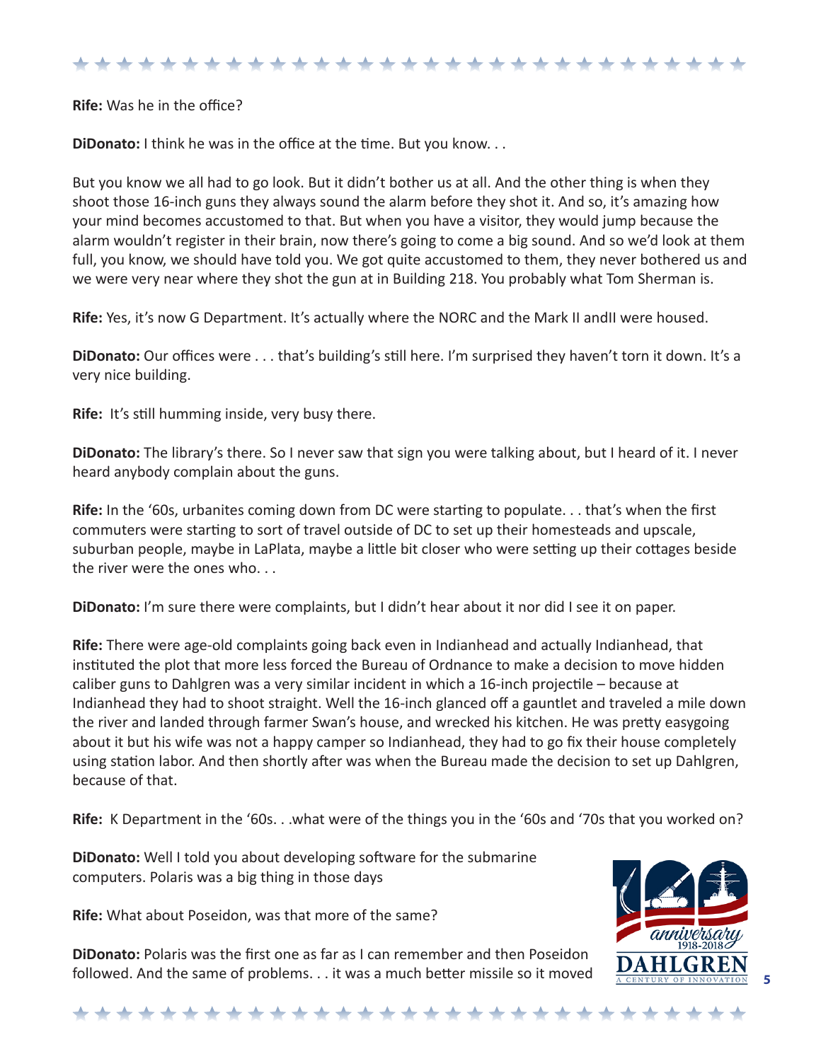**Rife:** Was he in the office?

**DiDonato:** I think he was in the office at the time. But you know. . .

But you know we all had to go look. But it didn't bother us at all. And the other thing is when they shoot those 16-inch guns they always sound the alarm before they shot it. And so, it's amazing how your mind becomes accustomed to that. But when you have a visitor, they would jump because the alarm wouldn't register in their brain, now there's going to come a big sound. And so we'd look at them full, you know, we should have told you. We got quite accustomed to them, they never bothered us and we were very near where they shot the gun at in Building 218. You probably what Tom Sherman is.

**Rife:** Yes, it's now G Department. It's actually where the NORC and the Mark II andII were housed.

**DiDonato:** Our offices were . . . that's building's still here. I'm surprised they haven't torn it down. It's a very nice building.

**Rife:** It's still humming inside, very busy there.

**DiDonato:** The library's there. So I never saw that sign you were talking about, but I heard of it. I never heard anybody complain about the guns.

**Rife:** In the '60s, urbanites coming down from DC were starting to populate. . . that's when the first commuters were starting to sort of travel outside of DC to set up their homesteads and upscale, suburban people, maybe in LaPlata, maybe a little bit closer who were setting up their cottages beside the river were the ones who. . .

**DiDonato:** I'm sure there were complaints, but I didn't hear about it nor did I see it on paper.

**Rife:** There were age-old complaints going back even in Indianhead and actually Indianhead, that instituted the plot that more less forced the Bureau of Ordnance to make a decision to move hidden caliber guns to Dahlgren was a very similar incident in which a 16-inch projectile – because at Indianhead they had to shoot straight. Well the 16-inch glanced off a gauntlet and traveled a mile down the river and landed through farmer Swan's house, and wrecked his kitchen. He was pretty easygoing about it but his wife was not a happy camper so Indianhead, they had to go fix their house completely using station labor. And then shortly after was when the Bureau made the decision to set up Dahlgren, because of that.

**Rife:** K Department in the '60s. . .what were of the things you in the '60s and '70s that you worked on?

**DiDonato:** Well I told you about developing software for the submarine computers. Polaris was a big thing in those days

**Rife:** What about Poseidon, was that more of the same?

**DiDonato:** Polaris was the first one as far as I can remember and then Poseidon followed. And the same of problems. . . it was a much better missile so it moved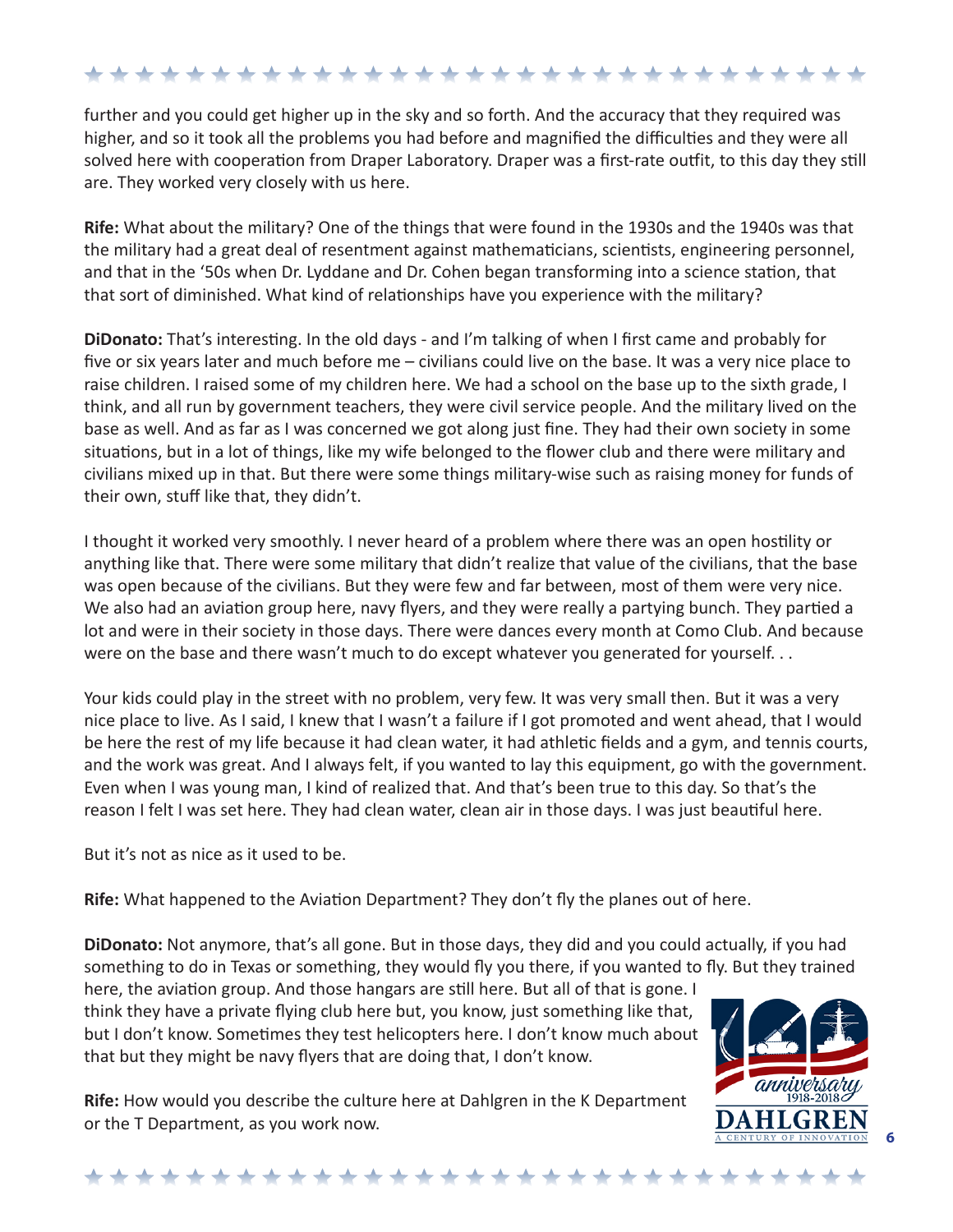further and you could get higher up in the sky and so forth. And the accuracy that they required was higher, and so it took all the problems you had before and magnified the difficulties and they were all solved here with cooperation from Draper Laboratory. Draper was a first-rate outfit, to this day they still are. They worked very closely with us here.

**Rife:** What about the military? One of the things that were found in the 1930s and the 1940s was that the military had a great deal of resentment against mathematicians, scientists, engineering personnel, and that in the '50s when Dr. Lyddane and Dr. Cohen began transforming into a science station, that that sort of diminished. What kind of relationships have you experience with the military?

**DiDonato:** That's interesting. In the old days - and I'm talking of when I first came and probably for five or six years later and much before me – civilians could live on the base. It was a very nice place to raise children. I raised some of my children here. We had a school on the base up to the sixth grade, I think, and all run by government teachers, they were civil service people. And the military lived on the base as well. And as far as I was concerned we got along just fine. They had their own society in some situations, but in a lot of things, like my wife belonged to the flower club and there were military and civilians mixed up in that. But there were some things military-wise such as raising money for funds of their own, stuff like that, they didn't.

I thought it worked very smoothly. I never heard of a problem where there was an open hostility or anything like that. There were some military that didn't realize that value of the civilians, that the base was open because of the civilians. But they were few and far between, most of them were very nice. We also had an aviation group here, navy flyers, and they were really a partying bunch. They partied a lot and were in their society in those days. There were dances every month at Como Club. And because were on the base and there wasn't much to do except whatever you generated for yourself. . .

Your kids could play in the street with no problem, very few. It was very small then. But it was a very nice place to live. As I said, I knew that I wasn't a failure if I got promoted and went ahead, that I would be here the rest of my life because it had clean water, it had athletic fields and a gym, and tennis courts, and the work was great. And I always felt, if you wanted to lay this equipment, go with the government. Even when I was young man, I kind of realized that. And that's been true to this day. So that's the reason I felt I was set here. They had clean water, clean air in those days. I was just beautiful here.

But it's not as nice as it used to be.

**Rife:** What happened to the Aviation Department? They don't fly the planes out of here.

**DiDonato:** Not anymore, that's all gone. But in those days, they did and you could actually, if you had something to do in Texas or something, they would fly you there, if you wanted to fly. But they trained here, the aviation group. And those hangars are still here. But all of that is gone. I think they have a private flying club here but, you know, just something like that, but I don't know. Sometimes they test helicopters here. I don't know much about that but they might be navy flyers that are doing that, I don't know.

**Rife:** How would you describe the culture here at Dahlgren in the K Department or the T Department, as you work now.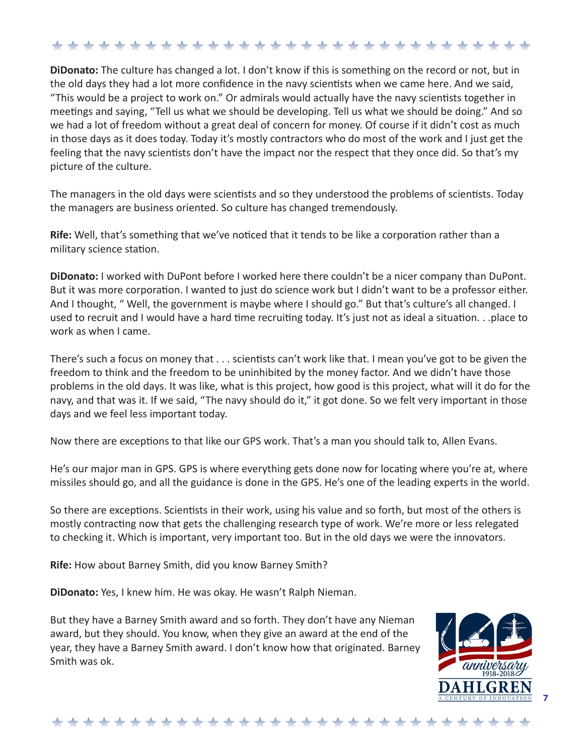**DiDonato:** The culture has changed a lot. I don't know if this is something on the record or not, but in the old days they had a lot more confidence in the navy scientists when we came here. And we said, "This would be a project to work on." Or admirals would actually have the navy scientists together in meetings and saying, "Tell us what we should be developing. Tell us what we should be doing." And so we had a lot of freedom without a great deal of concern for money. Of course if it didn't cost as much in those days as it does today. Today it's mostly contractors who do most of the work and I just get the feeling that the navy scientists don't have the impact nor the respect that they once did. So that's my picture of the culture.

The managers in the old days were scientists and so they understood the problems of scientists. Today the managers are business oriented. So culture has changed tremendously.

**Rife:** Well, that's something that we've noticed that it tends to be like a corporation rather than a military science station.

**DiDonato:** I worked with DuPont before I worked here there couldn't be a nicer company than DuPont. But it was more corporation. I wanted to just do science work but I didn't want to be a professor either. And I thought, " Well, the government is maybe where I should go." But that's culture's all changed. I used to recruit and I would have a hard time recruiting today. It's just not as ideal a situation. . .place to work as when I came.

There's such a focus on money that . . . scientists can't work like that. I mean you've got to be given the freedom to think and the freedom to be uninhibited by the money factor. And we didn't have those problems in the old days. It was like, what is this project, how good is this project, what will it do for the navy, and that was it. If we said, "The navy should do it," it got done. So we felt very important in those days and we feel less important today.

Now there are exceptions to that like our GPS work. That's a man you should talk to, Allen Evans.

He's our major man in GPS. GPS is where everything gets done now for locating where you're at, where missiles should go, and all the guidance is done in the GPS. He's one of the leading experts in the world.

So there are exceptions. Scientists in their work, using his value and so forth, but most of the others is mostly contracting now that gets the challenging research type of work. We're more or less relegated to checking it. Which is important, very important too. But in the old days we were the innovators.

**Rife:** How about Barney Smith, did you know Barney Smith?

**DiDonato:** Yes, I knew him. He was okay. He wasn't Ralph Nieman.

But they have a Barney Smith award and so forth. They don't have any Nieman award, but they should. You know, when they give an award at the end of the year, they have a Barney Smith award. I don't know how that originated. Barney Smith was ok.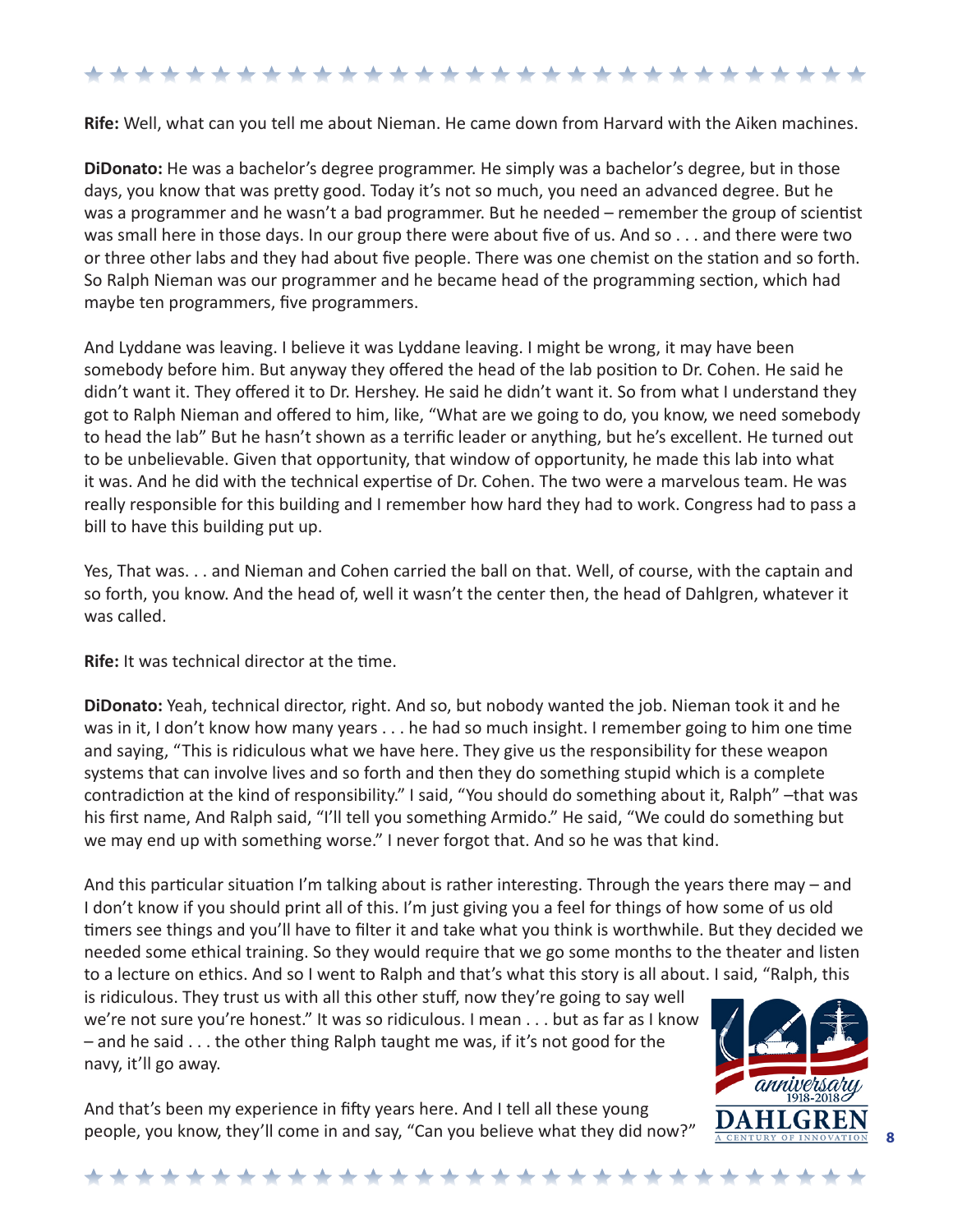**Rife:** Well, what can you tell me about Nieman. He came down from Harvard with the Aiken machines.

**DiDonato:** He was a bachelor's degree programmer. He simply was a bachelor's degree, but in those days, you know that was pretty good. Today it's not so much, you need an advanced degree. But he was a programmer and he wasn't a bad programmer. But he needed – remember the group of scientist was small here in those days. In our group there were about five of us. And so . . . and there were two or three other labs and they had about five people. There was one chemist on the station and so forth. So Ralph Nieman was our programmer and he became head of the programming section, which had maybe ten programmers, five programmers.

And Lyddane was leaving. I believe it was Lyddane leaving. I might be wrong, it may have been somebody before him. But anyway they offered the head of the lab position to Dr. Cohen. He said he didn't want it. They offered it to Dr. Hershey. He said he didn't want it. So from what I understand they got to Ralph Nieman and offered to him, like, "What are we going to do, you know, we need somebody to head the lab" But he hasn't shown as a terrific leader or anything, but he's excellent. He turned out to be unbelievable. Given that opportunity, that window of opportunity, he made this lab into what it was. And he did with the technical expertise of Dr. Cohen. The two were a marvelous team. He was really responsible for this building and I remember how hard they had to work. Congress had to pass a bill to have this building put up.

Yes, That was. . . and Nieman and Cohen carried the ball on that. Well, of course, with the captain and so forth, you know. And the head of, well it wasn't the center then, the head of Dahlgren, whatever it was called.

**Rife:** It was technical director at the time.

**DiDonato:** Yeah, technical director, right. And so, but nobody wanted the job. Nieman took it and he was in it, I don't know how many years . . . he had so much insight. I remember going to him one time and saying, "This is ridiculous what we have here. They give us the responsibility for these weapon systems that can involve lives and so forth and then they do something stupid which is a complete contradiction at the kind of responsibility." I said, "You should do something about it, Ralph" –that was his first name, And Ralph said, "I'll tell you something Armido." He said, "We could do something but we may end up with something worse." I never forgot that. And so he was that kind.

And this particular situation I'm talking about is rather interesting. Through the years there may – and I don't know if you should print all of this. I'm just giving you a feel for things of how some of us old timers see things and you'll have to filter it and take what you think is worthwhile. But they decided we needed some ethical training. So they would require that we go some months to the theater and listen to a lecture on ethics. And so I went to Ralph and that's what this story is all about. I said, "Ralph, this is ridiculous. They trust us with all this other stuff, now they're going to say well we're not sure you're honest." It was so ridiculous. I mean . . . but as far as I know – and he said . . . the other thing Ralph taught me was, if it's not good for the navy, it'll go away.

And that's been my experience in fifty years here. And I tell all these young people, you know, they'll come in and say, "Can you believe what they did now?"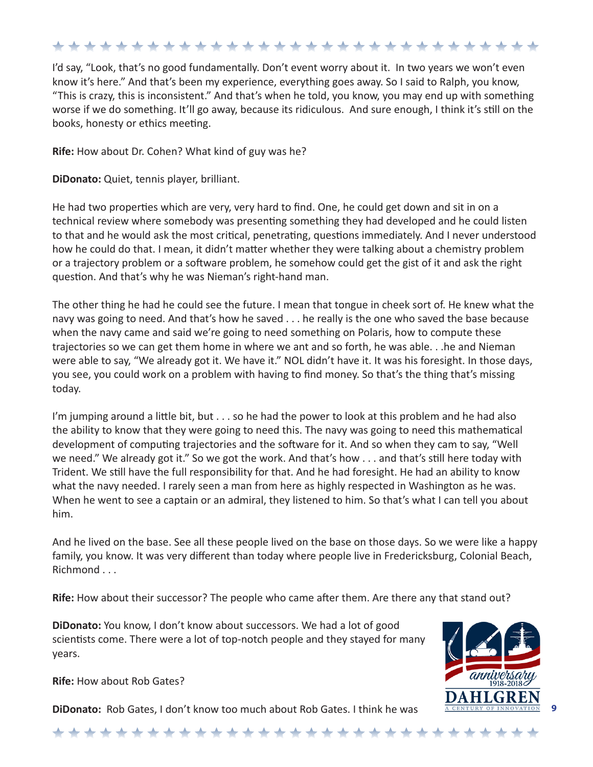I'd say, "Look, that's no good fundamentally. Don't event worry about it. In two years we won't even know it's here." And that's been my experience, everything goes away. So I said to Ralph, you know, "This is crazy, this is inconsistent." And that's when he told, you know, you may end up with something worse if we do something. It'll go away, because its ridiculous. And sure enough, I think it's still on the books, honesty or ethics meeting.

**Rife:** How about Dr. Cohen? What kind of guy was he?

**DiDonato:** Quiet, tennis player, brilliant.

He had two properties which are very, very hard to find. One, he could get down and sit in on a technical review where somebody was presenting something they had developed and he could listen to that and he would ask the most critical, penetrating, questions immediately. And I never understood how he could do that. I mean, it didn't matter whether they were talking about a chemistry problem or a trajectory problem or a software problem, he somehow could get the gist of it and ask the right question. And that's why he was Nieman's right-hand man.

The other thing he had he could see the future. I mean that tongue in cheek sort of. He knew what the navy was going to need. And that's how he saved . . . he really is the one who saved the base because when the navy came and said we're going to need something on Polaris, how to compute these trajectories so we can get them home in where we ant and so forth, he was able. . .he and Nieman were able to say, "We already got it. We have it." NOL didn't have it. It was his foresight. In those days, you see, you could work on a problem with having to find money. So that's the thing that's missing today.

I'm jumping around a little bit, but . . . so he had the power to look at this problem and he had also the ability to know that they were going to need this. The navy was going to need this mathematical development of computing trajectories and the software for it. And so when they cam to say, "Well we need." We already got it." So we got the work. And that's how . . . and that's still here today with Trident. We still have the full responsibility for that. And he had foresight. He had an ability to know what the navy needed. I rarely seen a man from here as highly respected in Washington as he was. When he went to see a captain or an admiral, they listened to him. So that's what I can tell you about him.

And he lived on the base. See all these people lived on the base on those days. So we were like a happy family, you know. It was very different than today where people live in Fredericksburg, Colonial Beach, Richmond . . .

**Rife:** How about their successor? The people who came after them. Are there any that stand out?

**DiDonato:** You know, I don't know about successors. We had a lot of good scientists come. There were a lot of top-notch people and they stayed for many years.

**Rife:** How about Rob Gates?

**DiDonato:** Rob Gates, I don't know too much about Rob Gates. I think he was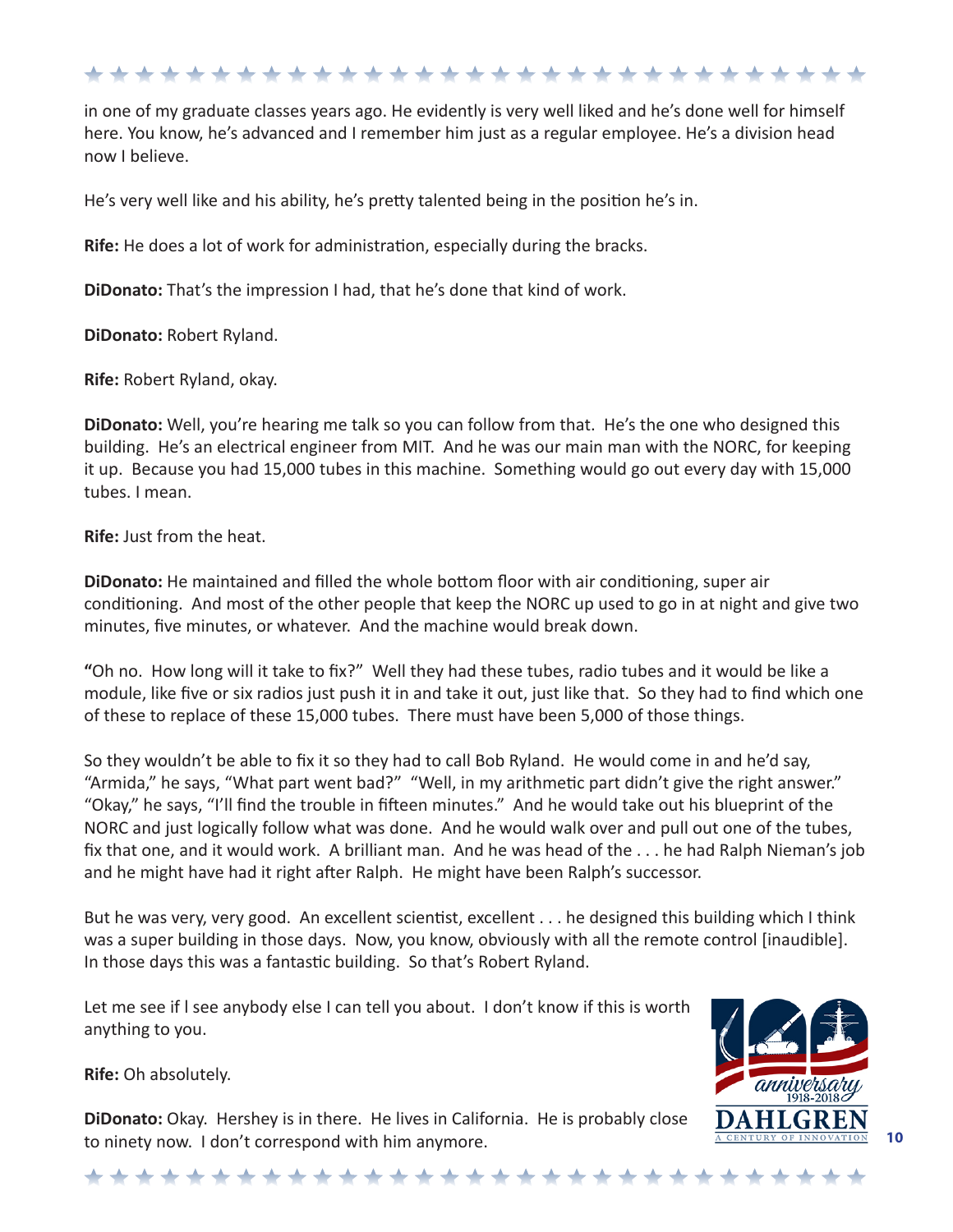in one of my graduate classes years ago. He evidently is very well liked and he's done well for himself here. You know, he's advanced and I remember him just as a regular employee. He's a division head now I believe.

He's very well like and his ability, he's pretty talented being in the position he's in.

**Rife:** He does a lot of work for administration, especially during the bracks.

**DiDonato:** That's the impression I had, that he's done that kind of work.

**DiDonato:** Robert Ryland.

**Rife:** Robert Ryland, okay.

**DiDonato:** Well, you're hearing me talk so you can follow from that. He's the one who designed this building. He's an electrical engineer from MIT. And he was our main man with the NORC, for keeping it up. Because you had 15,000 tubes in this machine. Something would go out every day with 15,000 tubes. I mean.

**Rife:** Just from the heat.

**DiDonato:** He maintained and filled the whole bottom floor with air conditioning, super air conditioning. And most of the other people that keep the NORC up used to go in at night and give two minutes, five minutes, or whatever. And the machine would break down.

**"**Oh no. How long will it take to fix?" Well they had these tubes, radio tubes and it would be like a module, like five or six radios just push it in and take it out, just like that. So they had to find which one of these to replace of these 15,000 tubes. There must have been 5,000 of those things.

So they wouldn't be able to fix it so they had to call Bob Ryland. He would come in and he'd say, "Armida," he says, "What part went bad?" "Well, in my arithmetic part didn't give the right answer." "Okay," he says, "I'll find the trouble in fifteen minutes." And he would take out his blueprint of the NORC and just logically follow what was done. And he would walk over and pull out one of the tubes, fix that one, and it would work. A brilliant man. And he was head of the . . . he had Ralph Nieman's job and he might have had it right after Ralph. He might have been Ralph's successor.

But he was very, very good. An excellent scientist, excellent . . . he designed this building which I think was a super building in those days. Now, you know, obviously with all the remote control [inaudible]. In those days this was a fantastic building. So that's Robert Ryland.

Let me see if I see anybody else I can tell you about. I don't know if this is worth anything to you.

**Rife:** Oh absolutely.

**DiDonato:** Okay. Hershey is in there. He lives in California. He is probably close to ninety now. I don't correspond with him anymore.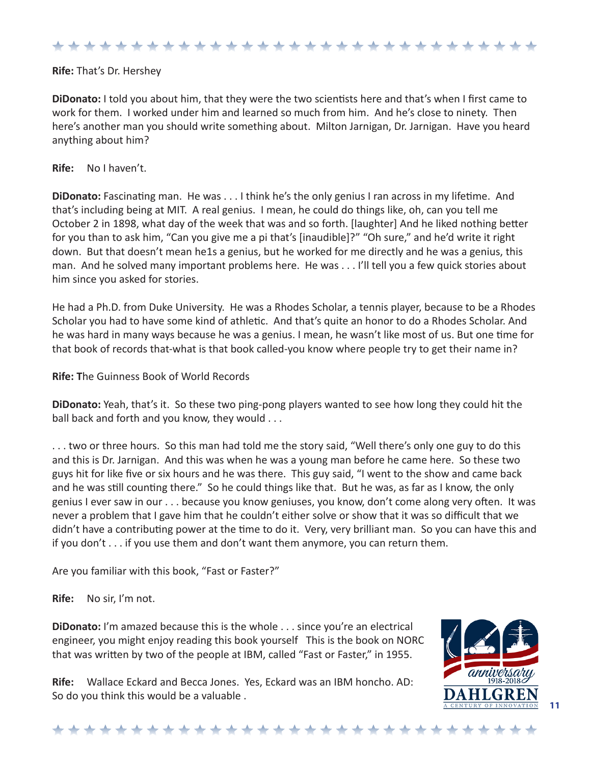**Rife:** That's Dr. Hershey

**DiDonato:** I told you about him, that they were the two scientists here and that's when I first came to work for them. I worked under him and learned so much from him. And he's close to ninety. Then here's another man you should write something about. Milton Jarnigan, Dr. Jarnigan. Have you heard anything about him?

**Rife:** No I haven't.

**DiDonato:** Fascinating man. He was . . . I think he's the only genius I ran across in my lifetime. And that's including being at MIT. A real genius. I mean, he could do things like, oh, can you tell me October 2 in 1898, what day of the week that was and so forth. [laughter] And he liked nothing better for you than to ask him, "Can you give me a pi that's [inaudible]?" "Oh sure," and he'd write it right down. But that doesn't mean he1s a genius, but he worked for me directly and he was a genius, this man. And he solved many important problems here. He was . . . I'll tell you a few quick stories about him since you asked for stories.

He had a Ph.D. from Duke University. He was a Rhodes Scholar, a tennis player, because to be a Rhodes Scholar you had to have some kind of athletic. And that's quite an honor to do a Rhodes Scholar. And he was hard in many ways because he was a genius. I mean, he wasn't like most of us. But one time for that book of records that-what is that book called-you know where people try to get their name in?

**Rife: T**he Guinness Book of World Records

**DiDonato:** Yeah, that's it. So these two ping-pong players wanted to see how long they could hit the ball back and forth and you know, they would . . .

. . . two or three hours. So this man had told me the story said, "Well there's only one guy to do this and this is Dr. Jarnigan. And this was when he was a young man before he came here. So these two guys hit for like five or six hours and he was there. This guy said, "I went to the show and came back and he was still counting there." So he could things like that. But he was, as far as I know, the only genius I ever saw in our . . . because you know geniuses, you know, don't come along very often. It was never a problem that I gave him that he couldn't either solve or show that it was so difficult that we didn't have a contributing power at the time to do it. Very, very brilliant man. So you can have this and if you don't . . . if you use them and don't want them anymore, you can return them.

Are you familiar with this book, "Fast or Faster?"

**Rife:** No sir, I'm not.

**DiDonato:** I'm amazed because this is the whole . . . since you're an electrical engineer, you might enjoy reading this book yourself This is the book on NORC that was written by two of the people at IBM, called "Fast or Faster," in 1955.

**Rife:** Wallace Eckard and Becca Jones. Yes, Eckard was an IBM honcho. AD: So do you think this would be a valuable .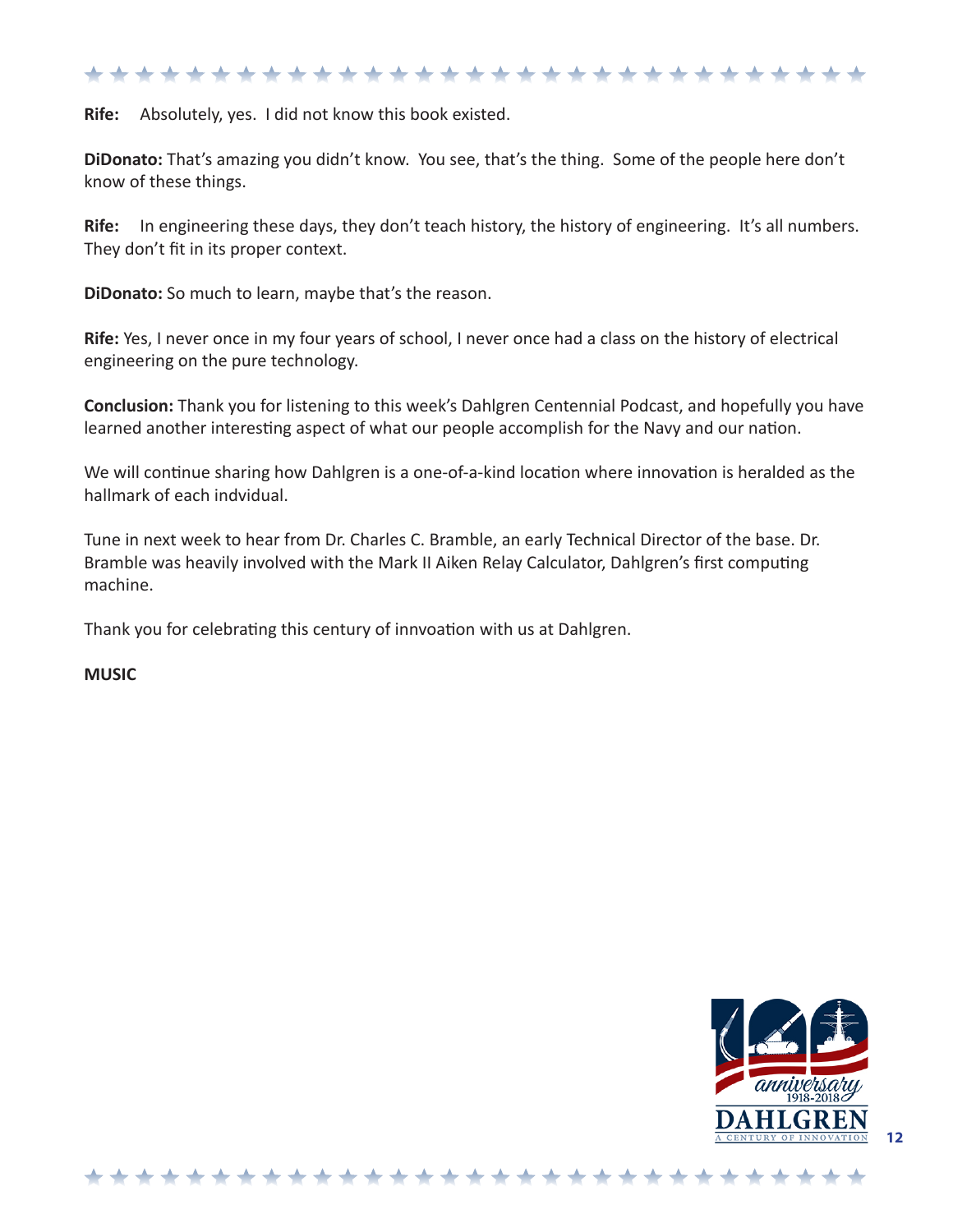**Rife:** Absolutely, yes. I did not know this book existed.

**DiDonato:** That's amazing you didn't know. You see, that's the thing. Some of the people here don't know of these things.

**Rife:** In engineering these days, they don't teach history, the history of engineering. It's all numbers. They don't fit in its proper context.

**DiDonato:** So much to learn, maybe that's the reason.

**Rife:** Yes, I never once in my four years of school, I never once had a class on the history of electrical engineering on the pure technology.

**Conclusion:** Thank you for listening to this week's Dahlgren Centennial Podcast, and hopefully you have learned another interesting aspect of what our people accomplish for the Navy and our nation.

We will continue sharing how Dahlgren is a one-of-a-kind location where innovation is heralded as the hallmark of each indvidual.

Tune in next week to hear from Dr. Charles C. Bramble, an early Technical Director of the base. Dr. Bramble was heavily involved with the Mark II Aiken Relay Calculator, Dahlgren's first computing machine.

Thank you for celebrating this century of innvoation with us at Dahlgren.

**MUSIC**